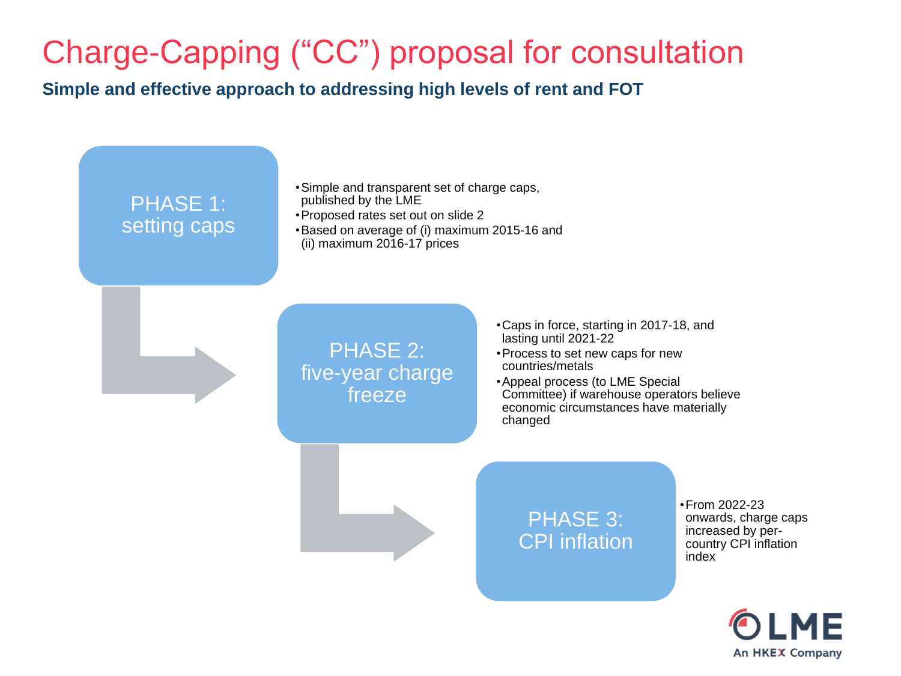# Charge-Capping (“CC”) proposal for consultation

**Simple and effective approach to addressing high levels of rent and FOT**

## PHASE 1: setting caps

- Simple and transparent set of charge caps, published by the LME
- Proposed rates set out on slide 2
- Based on average of (i) maximum 2015-16 and (ii) maximum 2016-17 prices

## PHASE 2: five-year charge freeze

- Caps in force, starting in 2017-18, and lasting until 2021-22
- Process to set new caps for new countries/metals
- Appeal process (to LME Special Committee) if warehouse operators believe economic circumstances have materially changed

## PHASE 3: CPI inflation

- From 2022-23 onwards, charge caps increased by per-country CPI inflation index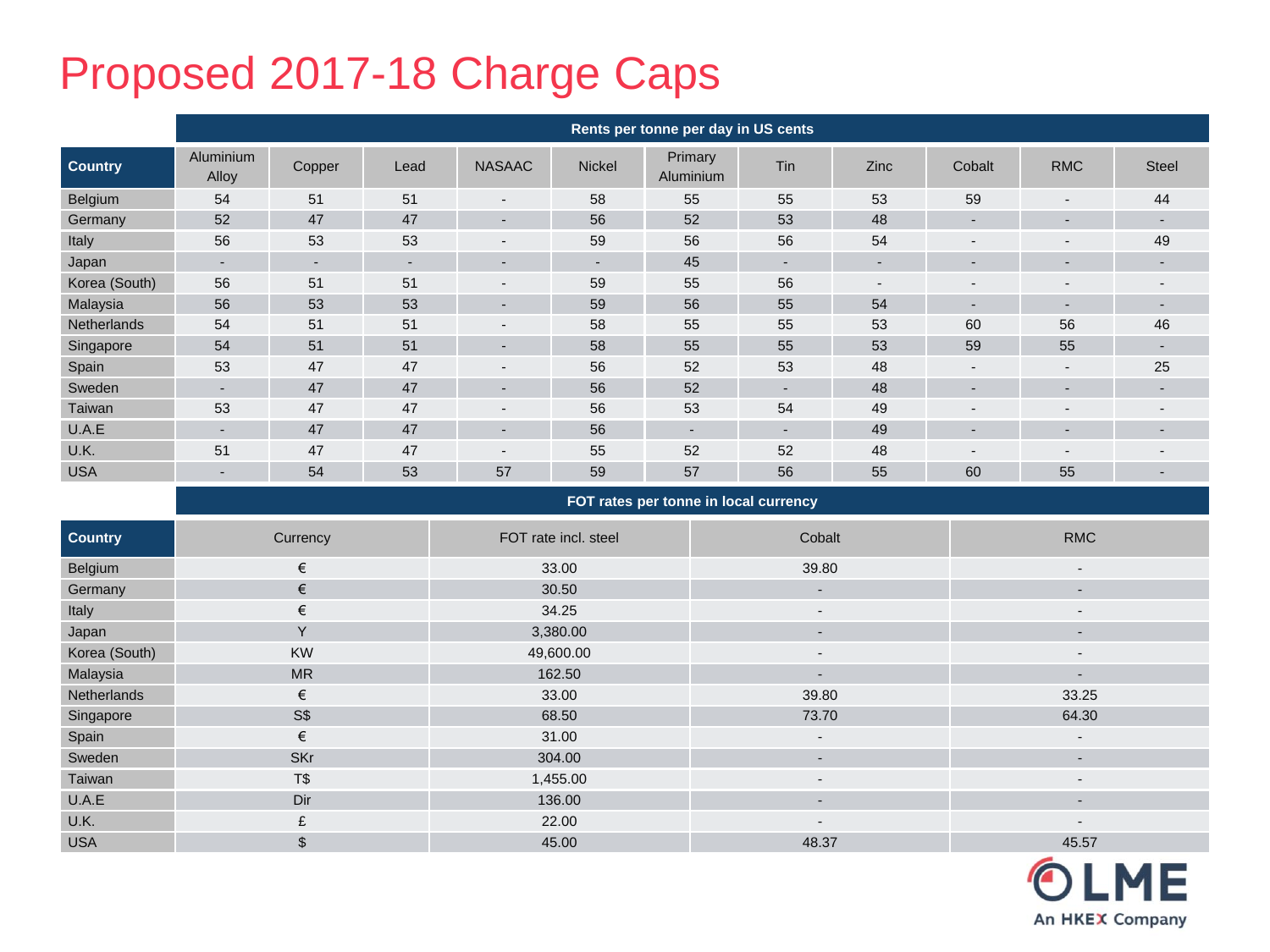# Proposed 2017-18 Charge Caps

| | Rents per tonne per day in US cents | | | | | | | | | | |
|---|---|---|---|---|---|---|---|---|---|---|---|
| **Country** | Aluminium Alloy | Copper | Lead | NASAAC | Nickel | Primary Aluminium | Tin | Zinc | Cobalt | RMC | Steel |
| Belgium | 54 | 51 | 51 | - | 58 | 55 | 55 | 53 | 59 | - | 44 |
| Germany | 52 | 47 | 47 | - | 56 | 52 | 53 | 48 | - | - | - |
| Italy | 56 | 53 | 53 | - | 59 | 56 | 56 | 54 | - | - | 49 |
| Japan | - | - | - | - | - | 45 | - | - | - | - | - |
| Korea (South) | 56 | 51 | 51 | - | 59 | 55 | 56 | - | - | - | - |
| Malaysia | 56 | 53 | 53 | - | 59 | 56 | 55 | 54 | - | - | - |
| Netherlands | 54 | 51 | 51 | - | 58 | 55 | 55 | 53 | 60 | 56 | 46 |
| Singapore | 54 | 51 | 51 | - | 58 | 55 | 55 | 53 | 59 | 55 | - |
| Spain | 53 | 47 | 47 | - | 56 | 52 | 53 | 48 | - | - | 25 |
| Sweden | - | 47 | 47 | - | 56 | 52 | - | 48 | - | - | - |
| Taiwan | 53 | 47 | 47 | - | 56 | 53 | 54 | 49 | - | - | - |
| U.A.E | - | 47 | 47 | - | 56 | - | - | 49 | - | - | - |
| U.K. | 51 | 47 | 47 | - | 55 | 52 | 52 | 48 | - | - | - |
| USA | - | 54 | 53 | 57 | 59 | 57 | 56 | 55 | 60 | 55 | - |

| | FOT rates per tonne in local currency | | | |
|---|---|---|---|---|
| **Country** | Currency | FOT rate incl. steel | Cobalt | RMC |
| Belgium | € | 33.00 | 39.80 | - |
| Germany | € | 30.50 | - | - |
| Italy | € | 34.25 | - | - |
| Japan | Y | 3,380.00 | - | - |
| Korea (South) | KW | 49,600.00 | - | - |
| Malaysia | MR | 162.50 | - | - |
| Netherlands | € | 33.00 | 39.80 | 33.25 |
| Singapore | S$ | 68.50 | 73.70 | 64.30 |
| Spain | € | 31.00 | - | - |
| Sweden | SKr | 304.00 | - | - |
| Taiwan | T$ | 1,455.00 | - | - |
| U.A.E | Dir | 136.00 | - | - |
| U.K. | £ | 22.00 | - | - |
| USA | $ | 45.00 | 48.37 | 45.57 |

LME
An HKEX Company